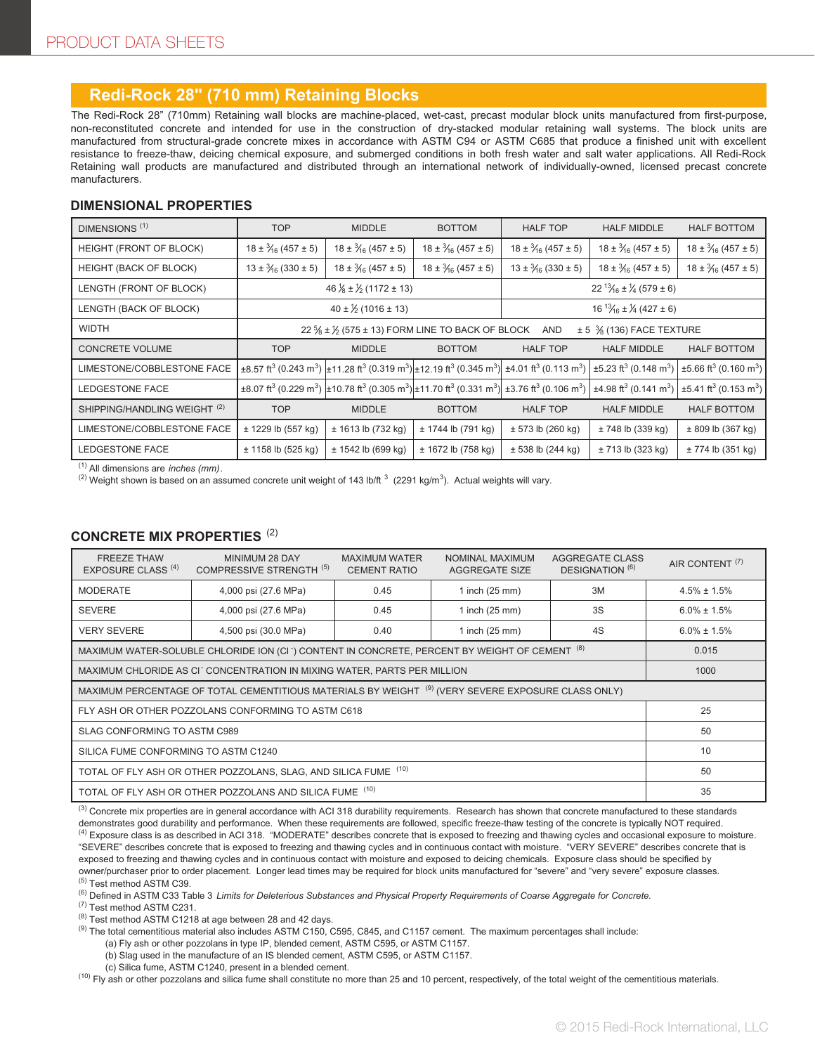PRODUCT DATA SHEETS

## Redi-Rock 28" (710 mm) Retaining Blocks

The Redi-Rock 28" (710mm) Retaining wall blocks are machine-placed, wet-cast, precast modular block units manufactured from first-purpose, non-reconstituted concrete and intended for use in the construction of dry-stacked modular retaining wall systems. The block units are manufactured from structural-grade concrete mixes in accordance with ASTM C94 or ASTM C685 that produce a finished unit with excellent resistance to freeze-thaw, deicing chemical exposure, and submerged conditions in both fresh water and salt water applications. All Redi-Rock Retaining wall products are manufactured and distributed through an international network of individually-owned, licensed precast concrete manufacturers.

### DIMENSIONAL PROPERTIES

| DIMENSIONS [1] | TOP | MIDDLE | BOTTOM | HALF TOP | HALF MIDDLE | HALF BOTTOM |
|---|---|---|---|---|---|---|
| HEIGHT (FRONT OF BLOCK) | 18 ± 3⁄16 (457 ± 5) | 18 ± 3⁄16 (457 ± 5) | 18 ± 3⁄16 (457 ± 5) | 18 ± 3⁄16 (457 ± 5) | 18 ± 3⁄16 (457 ± 5) | 18 ± 3⁄16 (457 ± 5) |
| HEIGHT (BACK OF BLOCK) | 13 ± 3⁄16 (330 ± 5) | 18 ± 3⁄16 (457 ± 5) | 18 ± 3⁄16 (457 ± 5) | 13 ± 3⁄16 (330 ± 5) | 18 ± 3⁄16 (457 ± 5) | 18 ± 3⁄16 (457 ± 5) |
| LENGTH (FRONT OF BLOCK) | 46 1⁄8 ± 1⁄2 (1172 ± 13) | | | 22 13⁄16 ± 1⁄4 (579 ± 6) | | |
| LENGTH (BACK OF BLOCK) | 40 ± 1⁄2 (1016 ± 13) | | | 16 13⁄16 ± 1⁄4 (427 ± 6) | | |
| WIDTH | 22 5⁄8 ± 1⁄2 (575 ± 13) FORM LINE TO BACK OF BLOCK AND ± 5 3⁄8 (136) FACE TEXTURE | | | | | |
| **CONCRETE VOLUME** | **TOP** | **MIDDLE** | **BOTTOM** | **HALF TOP** | **HALF MIDDLE** | **HALF BOTTOM** |
| LIMESTONE/COBBLESTONE FACE | ±8.57 $ft^3$ (0.243 $m^3$) | ±11.28 $ft^3$ (0.319 $m^3$) | ±12.19 $ft^3$ (0.345 $m^3$) | ±4.01 $ft^3$ (0.113 $m^3$) | ±5.23 $ft^3$ (0.148 $m^3$) | ±5.66 $ft^3$ (0.160 $m^3$) |
| LEDGESTONE FACE | ±8.07 $ft^3$ (0.229 $m^3$) | ±10.78 $ft^3$ (0.305 $m^3$) | ±11.70 $ft^3$ (0.331 $m^3$) | ±3.76 $ft^3$ (0.106 $m^3$) | ±4.98 $ft^3$ (0.141 $m^3$) | ±5.41 $ft^3$ (0.153 $m^3$) |
| **SHIPPING/HANDLING WEIGHT [2]** | **TOP** | **MIDDLE** | **BOTTOM** | **HALF TOP** | **HALF MIDDLE** | **HALF BOTTOM** |
| LIMESTONE/COBBLESTONE FACE | ± 1229 lb (557 kg) | ± 1613 lb (732 kg) | ± 1744 lb (791 kg) | ± 573 lb (260 kg) | ± 748 lb (339 kg) | ± 809 lb (367 kg) |
| LEDGESTONE FACE | ± 1158 lb (525 kg) | ± 1542 lb (699 kg) | ± 1672 lb (758 kg) | ± 538 lb (244 kg) | ± 713 lb (323 kg) | ± 774 lb (351 kg) |

[1] All dimensions are *inches (mm)*.
[2] Weight shown is based on an assumed concrete unit weight of 143 lb/$ft^3$ (2291 kg/$m^3$). Actual weights will vary.

### CONCRETE MIX PROPERTIES [2]

| FREEZE THAW EXPOSURE CLASS [4] | MINIMUM 28 DAY COMPRESSIVE STRENGTH [5] | MAXIMUM WATER CEMENT RATIO | NOMINAL MAXIMUM AGGREGATE SIZE | AGGREGATE CLASS DESIGNATION [6] | AIR CONTENT [7] |
|---|---|---|---|---|---|
| MODERATE | 4,000 psi (27.6 MPa) | 0.45 | 1 inch (25 mm) | 3M | 4.5% ± 1.5% |
| SEVERE | 4,000 psi (27.6 MPa) | 0.45 | 1 inch (25 mm) | 3S | 6.0% ± 1.5% |
| VERY SEVERE | 4,500 psi (30.0 MPa) | 0.40 | 1 inch (25 mm) | 4S | 6.0% ± 1.5% |
| MAXIMUM WATER-SOLUBLE CHLORIDE ION ($Cl^-$) CONTENT IN CONCRETE, PERCENT BY WEIGHT OF CEMENT [8] | | | | | 0.015 |
| MAXIMUM CHLORIDE AS $Cl^-$ CONCENTRATION IN MIXING WATER, PARTS PER MILLION | | | | | 1000 |
| MAXIMUM PERCENTAGE OF TOTAL CEMENTITIOUS MATERIALS BY WEIGHT [9] (VERY SEVERE EXPOSURE CLASS ONLY) | | | | | |
| FLY ASH OR OTHER POZZOLANS CONFORMING TO ASTM C618 | | | | | 25 |
| SLAG CONFORMING TO ASTM C989 | | | | | 50 |
| SILICA FUME CONFORMING TO ASTM C1240 | | | | | 10 |
| TOTAL OF FLY ASH OR OTHER POZZOLANS, SLAG, AND SILICA FUME [10] | | | | | 50 |
| TOTAL OF FLY ASH OR OTHER POZZOLANS AND SILICA FUME [10] | | | | | 35 |

[3] Concrete mix properties are in general accordance with ACI 318 durability requirements. Research has shown that concrete manufactured to these standards demonstrates good durability and performance. When these requirements are followed, specific freeze-thaw testing of the concrete is typically NOT required.
[4] Exposure class is as described in ACI 318. "MODERATE" describes concrete that is exposed to freezing and thawing cycles and occasional exposure to moisture. "SEVERE" describes concrete that is exposed to freezing and thawing cycles and in continuous contact with moisture. "VERY SEVERE" describes concrete that is exposed to freezing and thawing cycles and in continuous contact with moisture and exposed to deicing chemicals. Exposure class should be specified by owner/purchaser prior to order placement. Longer lead times may be required for block units manufactured for "severe" and "very severe" exposure classes.
[5] Test method ASTM C39.
[6] Defined in ASTM C33 Table 3 *Limits for Deleterious Substances and Physical Property Requirements of Coarse Aggregate for Concrete.*
[7] Test method ASTM C231.
[8] Test method ASTM C1218 at age between 28 and 42 days.
[9] The total cementitious material also includes ASTM C150, C595, C845, and C1157 cement. The maximum percentages shall include:
 (a) Fly ash or other pozzolans in type IP, blended cement, ASTM C595, or ASTM C1157.
 (b) Slag used in the manufacture of an IS blended cement, ASTM C595, or ASTM C1157.
 (c) Silica fume, ASTM C1240, present in a blended cement.
[10] Fly ash or other pozzolans and silica fume shall constitute no more than 25 and 10 percent, respectively, of the total weight of the cementitious materials.

© 2015 Redi-Rock International, LLC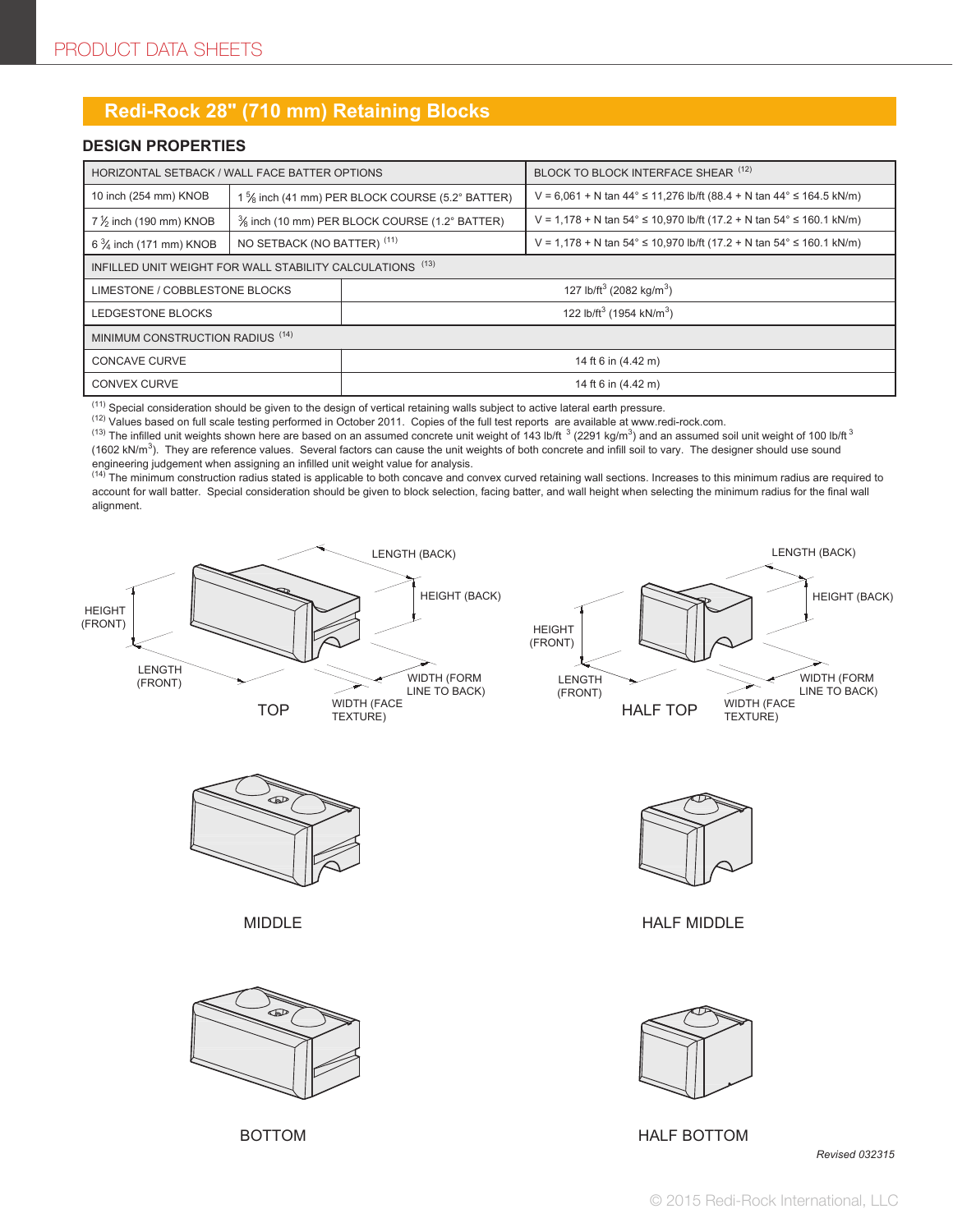## Redi-Rock 28" (710 mm) Retaining Blocks

### DESIGN PROPERTIES

| HORIZONTAL SETBACK / WALL FACE BATTER OPTIONS | | BLOCK TO BLOCK INTERFACE SHEAR [12] |
|---|---|---|
| 10 inch (254 mm) KNOB | 1 5⁄8 inch (41 mm) PER BLOCK COURSE (5.2° BATTER) | V = 6,061 + N tan 44° ≤ 11,276 lb/ft (88.4 + N tan 44° ≤ 164.5 kN/m) |
| 7 ½ inch (190 mm) KNOB | 3⁄8 inch (10 mm) PER BLOCK COURSE (1.2° BATTER) | V = 1,178 + N tan 54° ≤ 10,970 lb/ft (17.2 + N tan 54° ≤ 160.1 kN/m) |
| 6 ¾ inch (171 mm) KNOB | NO SETBACK (NO BATTER) [11] | V = 1,178 + N tan 54° ≤ 10,970 lb/ft (17.2 + N tan 54° ≤ 160.1 kN/m) |
| **INFILLED UNIT WEIGHT FOR WALL STABILITY CALCULATIONS [13]** | | |
| LIMESTONE / COBBLESTONE BLOCKS | 127 lb/ft$^3$ (2082 kg/m$^3$) | |
| LEDGESTONE BLOCKS | 122 lb/ft$^3$ (1954 kN/m$^3$) | |
| **MINIMUM CONSTRUCTION RADIUS [14]** | | |
| CONCAVE CURVE | 14 ft 6 in (4.42 m) | |
| CONVEX CURVE | 14 ft 6 in (4.42 m) | |

[11] Special consideration should be given to the design of vertical retaining walls subject to active lateral earth pressure.
[12] Values based on full scale testing performed in October 2011. Copies of the full test reports are available at www.redi-rock.com.
[13] The infilled unit weights shown here are based on an assumed concrete unit weight of 143 lb/ft$^3$ (2291 kg/m$^3$) and an assumed soil unit weight of 100 lb/ft$^3$ (1602 kN/m$^3$). They are reference values. Several factors can cause the unit weights of both concrete and infill soil to vary. The designer should use sound engineering judgement when assigning an infilled unit weight value for analysis.
[14] The minimum construction radius stated is applicable to both concave and convex curved retaining wall sections. Increases to this minimum radius are required to account for wall batter. Special consideration should be given to block selection, facing batter, and wall height when selecting the minimum radius for the final wall alignment.

LENGTH (BACK)
HEIGHT (BACK)
HEIGHT (FRONT)
LENGTH (FRONT)
WIDTH (FORM LINE TO BACK)
WIDTH (FACE TEXTURE)

TOP

HALF TOP

MIDDLE

HALF MIDDLE

BOTTOM

HALF BOTTOM

*Revised 032315*